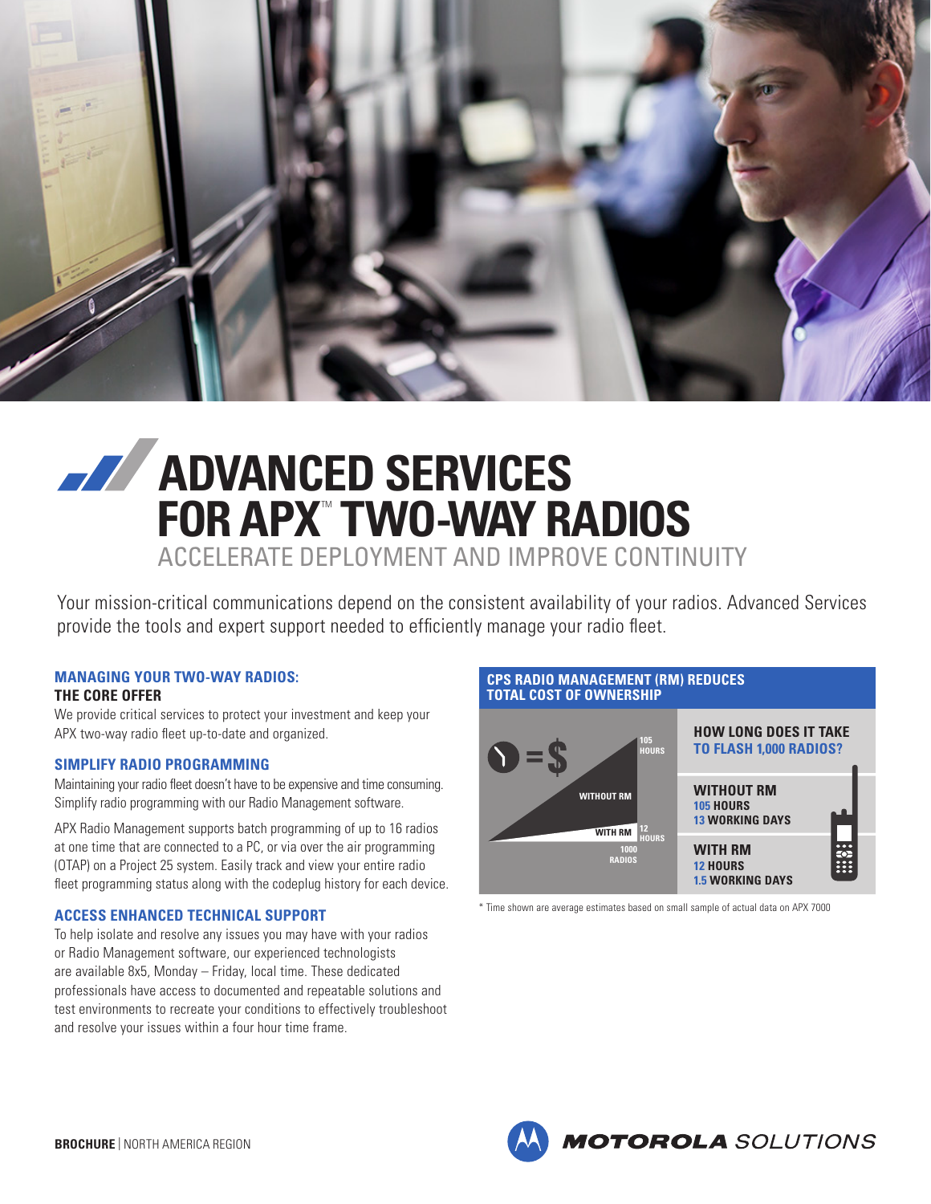# ADVANCED SERVICES FOR APX™ TWO-WAY RADIOS

ACCELERATE DEPLOYMENT AND IMPROVE CONTINUITY

Your mission-critical communications depend on the consistent availability of your radios. Advanced Services provide the tools and expert support needed to efficiently manage your radio fleet.

## MANAGING YOUR TWO-WAY RADIOS: THE CORE OFFER

We provide critical services to protect your investment and keep your APX two-way radio fleet up-to-date and organized.

### SIMPLIFY RADIO PROGRAMMING

Maintaining your radio fleet doesn't have to be expensive and time consuming. Simplify radio programming with our Radio Management software.

APX Radio Management supports batch programming of up to 16 radios at one time that are connected to a PC, or via over the air programming (OTAP) on a Project 25 system. Easily track and view your entire radio fleet programming status along with the codeplug history for each device.

### ACCESS ENHANCED TECHNICAL SUPPORT

To help isolate and resolve any issues you may have with your radios or Radio Management software, our experienced technologists are available 8x5, Monday – Friday, local time. These dedicated professionals have access to documented and repeatable solutions and test environments to recreate your conditions to effectively troubleshoot and resolve your issues within a four hour time frame.

### CPS RADIO MANAGEMENT (RM) REDUCES TOTAL COST OF OWNERSHIP

= $

WITHOUT RM: 105 HOURS
WITH RM: 12 HOURS
1000 RADIOS

**HOW LONG DOES IT TAKE TO FLASH 1,000 RADIOS?**

**WITHOUT RM**
105 HOURS
13 WORKING DAYS

**WITH RM**
12 HOURS
1.5 WORKING DAYS

* Time shown are average estimates based on small sample of actual data on APX 7000

**BROCHURE** | NORTH AMERICA REGION

MOTOROLA SOLUTIONS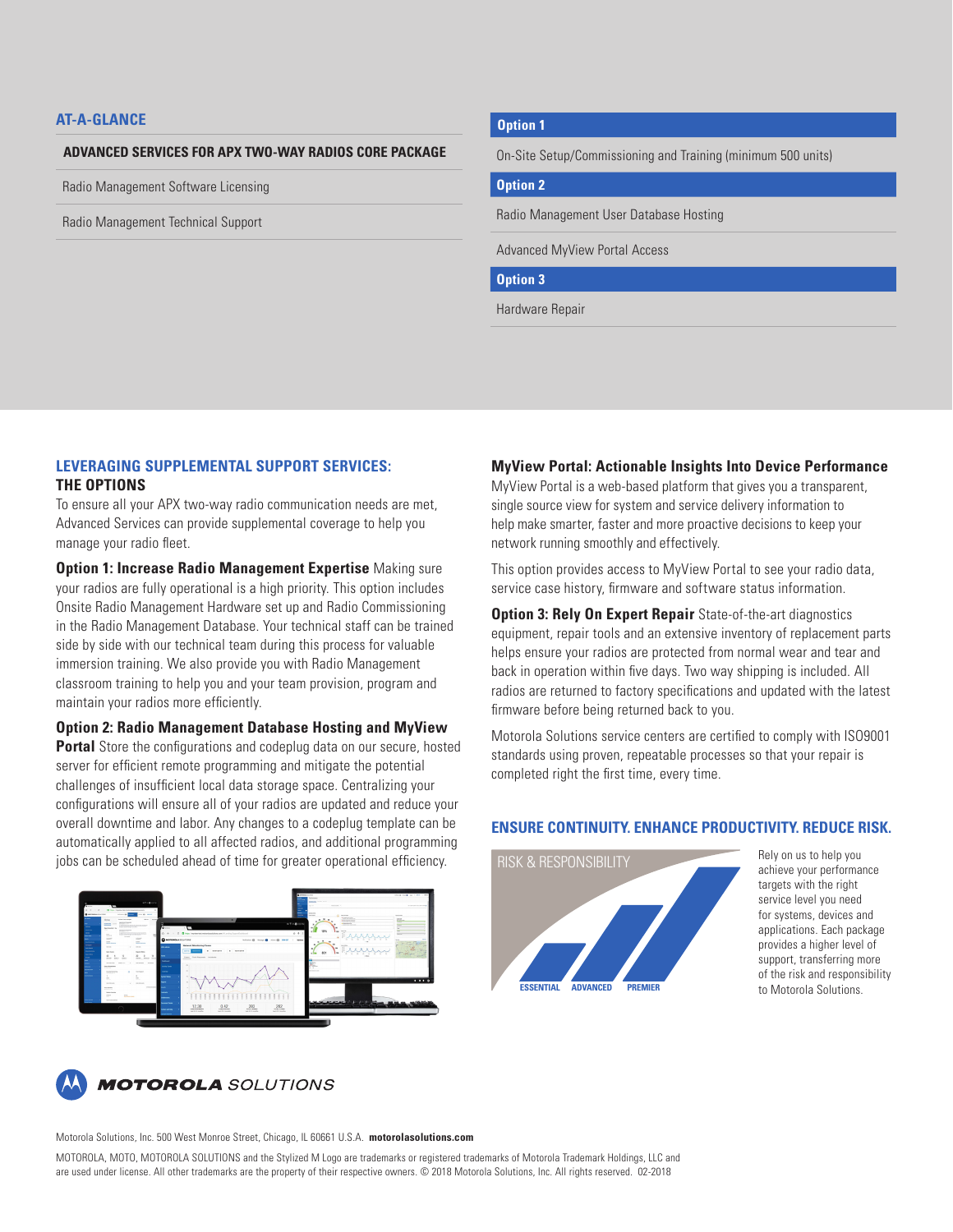## AT-A-GLANCE

| ADVANCED SERVICES FOR APX TWO-WAY RADIOS CORE PACKAGE |
|---|
| Radio Management Software Licensing |
| Radio Management Technical Support |

| Option 1 |
|---|
| On-Site Setup/Commissioning and Training (minimum 500 units) |
| **Option 2** |
| Radio Management User Database Hosting |
| Advanced MyView Portal Access |
| **Option 3** |
| Hardware Repair |

## LEVERAGING SUPPLEMENTAL SUPPORT SERVICES: THE OPTIONS

To ensure all your APX two-way radio communication needs are met, Advanced Services can provide supplemental coverage to help you manage your radio fleet.

**Option 1: Increase Radio Management Expertise** Making sure your radios are fully operational is a high priority. This option includes Onsite Radio Management Hardware set up and Radio Commissioning in the Radio Management Database. Your technical staff can be trained side by side with our technical team during this process for valuable immersion training. We also provide you with Radio Management classroom training to help you and your team provision, program and maintain your radios more efficiently.

**Option 2: Radio Management Database Hosting and MyView Portal** Store the configurations and codeplug data on our secure, hosted server for efficient remote programming and mitigate the potential challenges of insufficient local data storage space. Centralizing your configurations will ensure all of your radios are updated and reduce your overall downtime and labor. Any changes to a codeplug template can be automatically applied to all affected radios, and additional programming jobs can be scheduled ahead of time for greater operational efficiency.

**MyView Portal: Actionable Insights Into Device Performance**
MyView Portal is a web-based platform that gives you a transparent, single source view for system and service delivery information to help make smarter, faster and more proactive decisions to keep your network running smoothly and effectively.

This option provides access to MyView Portal to see your radio data, service case history, firmware and software status information.

**Option 3: Rely On Expert Repair** State-of-the-art diagnostics equipment, repair tools and an extensive inventory of replacement parts helps ensure your radios are protected from normal wear and tear and back in operation within five days. Two way shipping is included. All radios are returned to factory specifications and updated with the latest firmware before being returned back to you.

Motorola Solutions service centers are certified to comply with ISO9001 standards using proven, repeatable processes so that your repair is completed right the first time, every time.

## ENSURE CONTINUITY. ENHANCE PRODUCTIVITY. REDUCE RISK.

RISK & RESPONSIBILITY

ESSENTIAL ADVANCED PREMIER

Rely on us to help you achieve your performance targets with the right service level you need for systems, devices and applications. Each package provides a higher level of support, transferring more of the risk and responsibility to Motorola Solutions.

MOTOROLA SOLUTIONS

Motorola Solutions, Inc. 500 West Monroe Street, Chicago, IL 60661 U.S.A. **motorolasolutions.com**

MOTOROLA, MOTO, MOTOROLA SOLUTIONS and the Stylized M Logo are trademarks or registered trademarks of Motorola Trademark Holdings, LLC and are used under license. All other trademarks are the property of their respective owners. © 2018 Motorola Solutions, Inc. All rights reserved. 02-2018